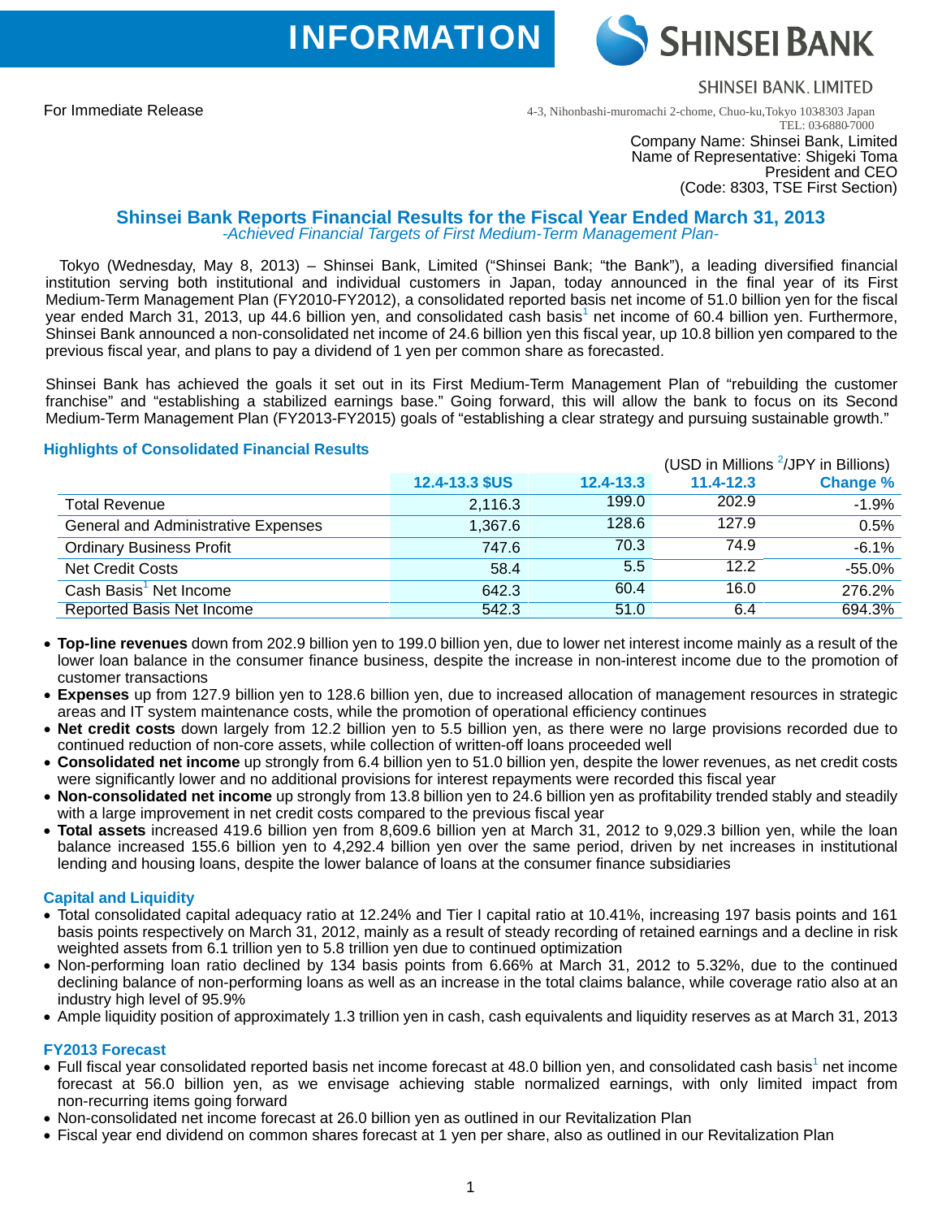INFORMATION

SHINSEI BANK

SHINSEI BANK, LIMITED

For Immediate Release

4-3, Nihonbashi-muromachi 2-chome, Chuo-ku,Tokyo 1038303 Japan
TEL: 03-6880-7000

Company Name: Shinsei Bank, Limited
Name of Representative: Shigeki Toma
President and CEO
(Code: 8303, TSE First Section)

# Shinsei Bank Reports Financial Results for the Fiscal Year Ended March 31, 2013

*-Achieved Financial Targets of First Medium-Term Management Plan-*

Tokyo (Wednesday, May 8, 2013) – Shinsei Bank, Limited ("Shinsei Bank; "the Bank"), a leading diversified financial institution serving both institutional and individual customers in Japan, today announced in the final year of its First Medium-Term Management Plan (FY2010-FY2012), a consolidated reported basis net income of 51.0 billion yen for the fiscal year ended March 31, 2013, up 44.6 billion yen, and consolidated cash basis[1] net income of 60.4 billion yen. Furthermore, Shinsei Bank announced a non-consolidated net income of 24.6 billion yen this fiscal year, up 10.8 billion yen compared to the previous fiscal year, and plans to pay a dividend of 1 yen per common share as forecasted.

Shinsei Bank has achieved the goals it set out in its First Medium-Term Management Plan of "rebuilding the customer franchise" and "establishing a stabilized earnings base." Going forward, this will allow the bank to focus on its Second Medium-Term Management Plan (FY2013-FY2015) goals of "establishing a clear strategy and pursuing sustainable growth."

## Highlights of Consolidated Financial Results

(USD in Millions [2]/JPY in Billions)

| | 12.4-13.3 $US | 12.4-13.3 | 11.4-12.3 | Change % |
|---|---|---|---|---|
| Total Revenue | 2,116.3 | 199.0 | 202.9 | -1.9% |
| General and Administrative Expenses | 1,367.6 | 128.6 | 127.9 | 0.5% |
| Ordinary Business Profit | 747.6 | 70.3 | 74.9 | -6.1% |
| Net Credit Costs | 58.4 | 5.5 | 12.2 | -55.0% |
| Cash Basis[1] Net Income | 642.3 | 60.4 | 16.0 | 276.2% |
| Reported Basis Net Income | 542.3 | 51.0 | 6.4 | 694.3% |

- **Top-line revenues** down from 202.9 billion yen to 199.0 billion yen, due to lower net interest income mainly as a result of the lower loan balance in the consumer finance business, despite the increase in non-interest income due to the promotion of customer transactions
- **Expenses** up from 127.9 billion yen to 128.6 billion yen, due to increased allocation of management resources in strategic areas and IT system maintenance costs, while the promotion of operational efficiency continues
- **Net credit costs** down largely from 12.2 billion yen to 5.5 billion yen, as there were no large provisions recorded due to continued reduction of non-core assets, while collection of written-off loans proceeded well
- **Consolidated net income** up strongly from 6.4 billion yen to 51.0 billion yen, despite the lower revenues, as net credit costs were significantly lower and no additional provisions for interest repayments were recorded this fiscal year
- **Non-consolidated net income** up strongly from 13.8 billion yen to 24.6 billion yen as profitability trended stably and steadily with a large improvement in net credit costs compared to the previous fiscal year
- **Total assets** increased 419.6 billion yen from 8,609.6 billion yen at March 31, 2012 to 9,029.3 billion yen, while the loan balance increased 155.6 billion yen to 4,292.4 billion yen over the same period, driven by net increases in institutional lending and housing loans, despite the lower balance of loans at the consumer finance subsidiaries

## Capital and Liquidity

- Total consolidated capital adequacy ratio at 12.24% and Tier I capital ratio at 10.41%, increasing 197 basis points and 161 basis points respectively on March 31, 2012, mainly as a result of steady recording of retained earnings and a decline in risk weighted assets from 6.1 trillion yen to 5.8 trillion yen due to continued optimization
- Non-performing loan ratio declined by 134 basis points from 6.66% at March 31, 2012 to 5.32%, due to the continued declining balance of non-performing loans as well as an increase in the total claims balance, while coverage ratio also at an industry high level of 95.9%
- Ample liquidity position of approximately 1.3 trillion yen in cash, cash equivalents and liquidity reserves as at March 31, 2013

## FY2013 Forecast

- Full fiscal year consolidated reported basis net income forecast at 48.0 billion yen, and consolidated cash basis[1] net income forecast at 56.0 billion yen, as we envisage achieving stable normalized earnings, with only limited impact from non-recurring items going forward
- Non-consolidated net income forecast at 26.0 billion yen as outlined in our Revitalization Plan
- Fiscal year end dividend on common shares forecast at 1 yen per share, also as outlined in our Revitalization Plan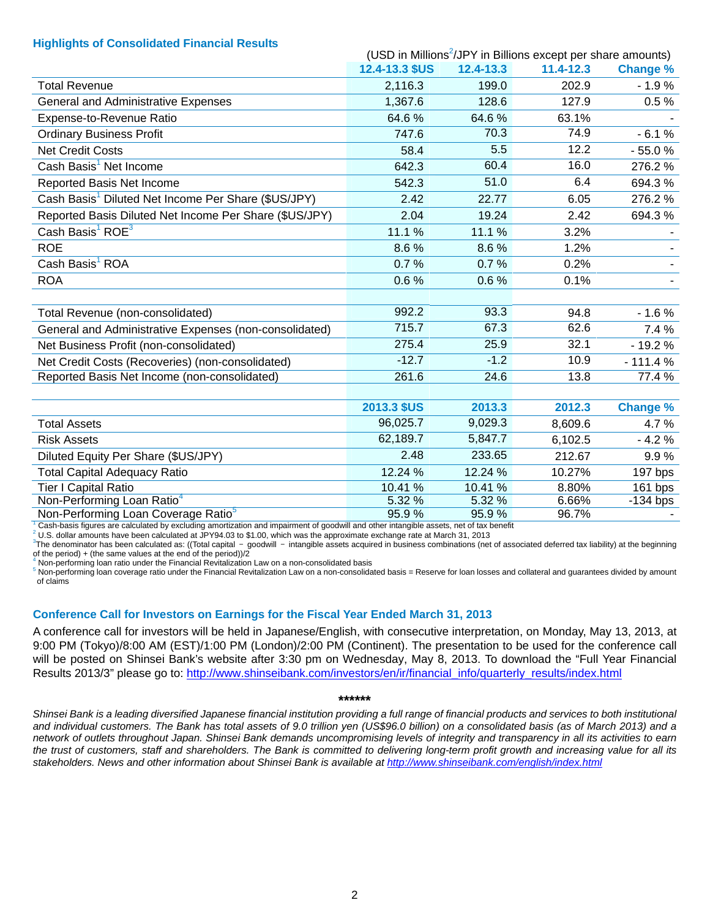### Highlights of Consolidated Financial Results

(USD in Millions[2]/JPY in Billions except per share amounts)

| | 12.4-13.3 $US | 12.4-13.3 | 11.4-12.3 | Change % |
|---|---|---|---|---|
| Total Revenue | 2,116.3 | 199.0 | 202.9 | - 1.9 % |
| General and Administrative Expenses | 1,367.6 | 128.6 | 127.9 | 0.5 % |
| Expense-to-Revenue Ratio | 64.6 % | 64.6 % | 63.1% | - |
| Ordinary Business Profit | 747.6 | 70.3 | 74.9 | - 6.1 % |
| Net Credit Costs | 58.4 | 5.5 | 12.2 | - 55.0 % |
| Cash Basis[1] Net Income | 642.3 | 60.4 | 16.0 | 276.2 % |
| Reported Basis Net Income | 542.3 | 51.0 | 6.4 | 694.3 % |
| Cash Basis[1] Diluted Net Income Per Share ($US/JPY) | 2.42 | 22.77 | 6.05 | 276.2 % |
| Reported Basis Diluted Net Income Per Share ($US/JPY) | 2.04 | 19.24 | 2.42 | 694.3 % |
| Cash Basis[1] ROE[3] | 11.1 % | 11.1 % | 3.2% | - |
| ROE | 8.6 % | 8.6 % | 1.2% | - |
| Cash Basis[1] ROA | 0.7 % | 0.7 % | 0.2% | - |
| ROA | 0.6 % | 0.6 % | 0.1% | - |
| | | | | |
| Total Revenue (non-consolidated) | 992.2 | 93.3 | 94.8 | - 1.6 % |
| General and Administrative Expenses (non-consolidated) | 715.7 | 67.3 | 62.6 | 7.4 % |
| Net Business Profit (non-consolidated) | 275.4 | 25.9 | 32.1 | - 19.2 % |
| Net Credit Costs (Recoveries) (non-consolidated) | -12.7 | -1.2 | 10.9 | - 111.4 % |
| Reported Basis Net Income (non-consolidated) | 261.6 | 24.6 | 13.8 | 77.4 % |

| | 2013.3 $US | 2013.3 | 2012.3 | Change % |
|---|---|---|---|---|
| Total Assets | 96,025.7 | 9,029.3 | 8,609.6 | 4.7 % |
| Risk Assets | 62,189.7 | 5,847.7 | 6,102.5 | - 4.2 % |
| Diluted Equity Per Share ($US/JPY) | 2.48 | 233.65 | 212.67 | 9.9 % |
| Total Capital Adequacy Ratio | 12.24 % | 12.24 % | 10.27% | 197 bps |
| Tier I Capital Ratio | 10.41 % | 10.41 % | 8.80% | 161 bps |
| Non-Performing Loan Ratio[4] | 5.32 % | 5.32 % | 6.66% | -134 bps |
| Non-Performing Loan Coverage Ratio[5] | 95.9 % | 95.9 % | 96.7% | - |

[1] Cash-basis figures are calculated by excluding amortization and impairment of goodwill and other intangible assets, net of tax benefit
[2] U.S. dollar amounts have been calculated at JPY94.03 to $1.00, which was the approximate exchange rate at March 31, 2013
[3] The denominator has been calculated as: ((Total capital − goodwill − intangible assets acquired in business combinations (net of associated deferred tax liability) at the beginning of the period) + (the same values at the end of the period))/2
[4] Non-performing loan ratio under the Financial Revitalization Law on a non-consolidated basis
[5] Non-performing loan coverage ratio under the Financial Revitalization Law on a non-consolidated basis = Reserve for loan losses and collateral and guarantees divided by amount of claims

### Conference Call for Investors on Earnings for the Fiscal Year Ended March 31, 2013

A conference call for investors will be held in Japanese/English, with consecutive interpretation, on Monday, May 13, 2013, at 9:00 PM (Tokyo)/8:00 AM (EST)/1:00 PM (London)/2:00 PM (Continent). The presentation to be used for the conference call will be posted on Shinsei Bank's website after 3:30 pm on Wednesday, May 8, 2013. To download the "Full Year Financial Results 2013/3" please go to: http://www.shinseibank.com/investors/en/ir/financial_info/quarterly_results/index.html

**\*\*\*\*\*\***

*Shinsei Bank is a leading diversified Japanese financial institution providing a full range of financial products and services to both institutional and individual customers. The Bank has total assets of 9.0 trillion yen (US$96.0 billion) on a consolidated basis (as of March 2013) and a network of outlets throughout Japan. Shinsei Bank demands uncompromising levels of integrity and transparency in all its activities to earn the trust of customers, staff and shareholders. The Bank is committed to delivering long-term profit growth and increasing value for all its stakeholders. News and other information about Shinsei Bank is available at http://www.shinseibank.com/english/index.html*